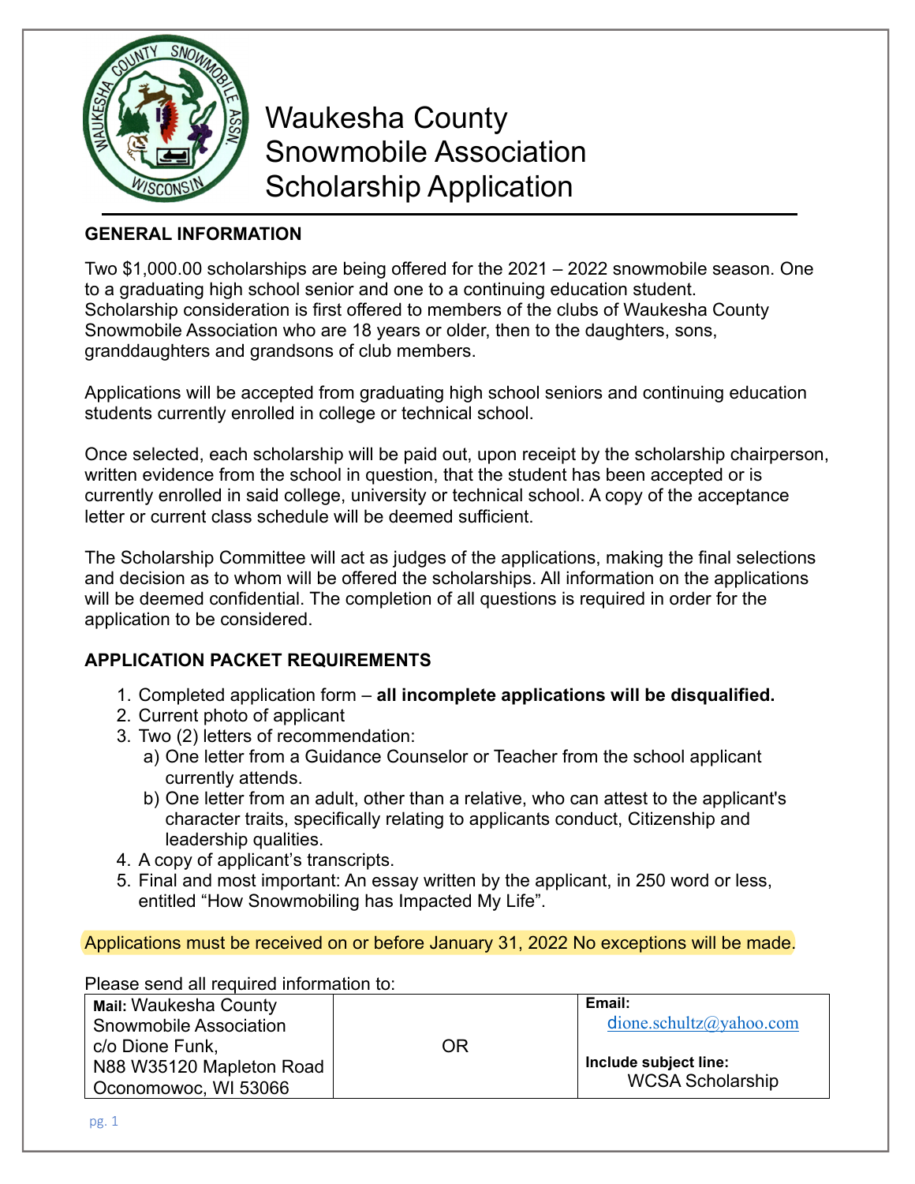# Waukesha County Snowmobile Association Scholarship Application

## GENERAL INFORMATION

Two $1,000.00 scholarships are being offered for the 2021 – 2022 snowmobile season. One to a graduating high school senior and one to a continuing education student. Scholarship consideration is first offered to members of the clubs of Waukesha County Snowmobile Association who are 18 years or older, then to the daughters, sons, granddaughters and grandsons of club members.

Applications will be accepted from graduating high school seniors and continuing education students currently enrolled in college or technical school.

Once selected, each scholarship will be paid out, upon receipt by the scholarship chairperson, written evidence from the school in question, that the student has been accepted or is currently enrolled in said college, university or technical school. A copy of the acceptance letter or current class schedule will be deemed sufficient.

The Scholarship Committee will act as judges of the applications, making the final selections and decision as to whom will be offered the scholarships. All information on the applications will be deemed confidential. The completion of all questions is required in order for the application to be considered.

## APPLICATION PACKET REQUIREMENTS

1. Completed application form – **all incomplete applications will be disqualified.**
2. Current photo of applicant
3. Two (2) letters of recommendation:
   a) One letter from a Guidance Counselor or Teacher from the school applicant currently attends.
   b) One letter from an adult, other than a relative, who can attest to the applicant's character traits, specifically relating to applicants conduct, Citizenship and leadership qualities.
4. A copy of applicant's transcripts.
5. Final and most important: An essay written by the applicant, in 250 word or less, entitled "How Snowmobiling has Impacted My Life".

Applications must be received on or before January 31, 2022 No exceptions will be made.

Please send all required information to:

| **Mail:** Waukesha County Snowmobile Association c/o Dione Funk, N88 W35120 Mapleton Road Oconomowoc, WI 53066 | OR | **Email:** dione.schultz@yahoo.com **Include subject line:** WCSA Scholarship |
|---|---|---|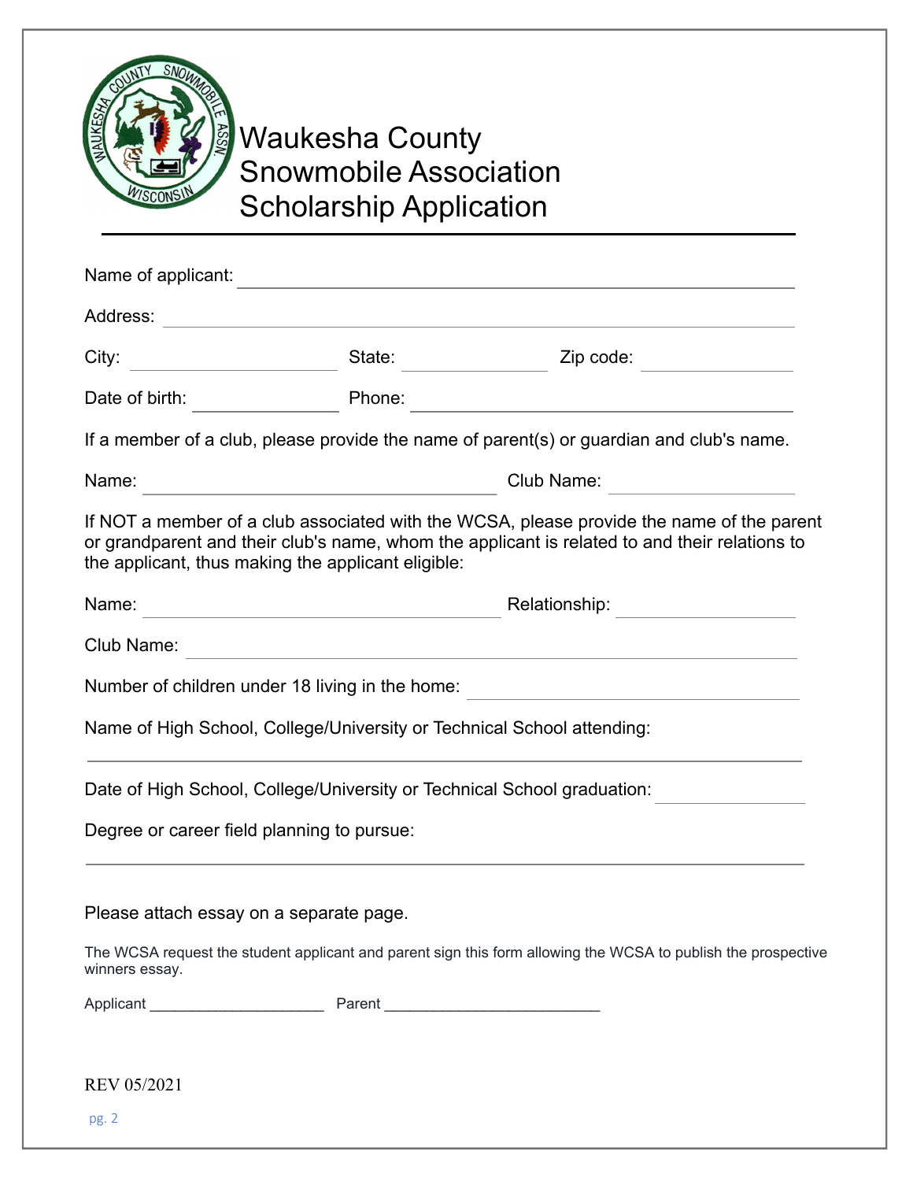# Waukesha County Snowmobile Association Scholarship Application

Name of applicant: ______________________________

Address: ______________________________

City: ______________ State: ______________ Zip code: ______________

Date of birth: ______________ Phone: ______________________________

If a member of a club, please provide the name of parent(s) or guardian and club's name.

Name: ______________________________ Club Name: ______________

If NOT a member of a club associated with the WCSA, please provide the name of the parent or grandparent and their club's name, whom the applicant is related to and their relations to the applicant, thus making the applicant eligible:

Name: ______________________________ Relationship: ______________

Club Name: ______________________________

Number of children under 18 living in the home: ______________

Name of High School, College/University or Technical School attending:

______________________________

Date of High School, College/University or Technical School graduation: ______________

Degree or career field planning to pursue:

______________________________

Please attach essay on a separate page.

The WCSA request the student applicant and parent sign this form allowing the WCSA to publish the prospective winners essay.

Applicant ____________________ Parent _________________________

REV 05/2021